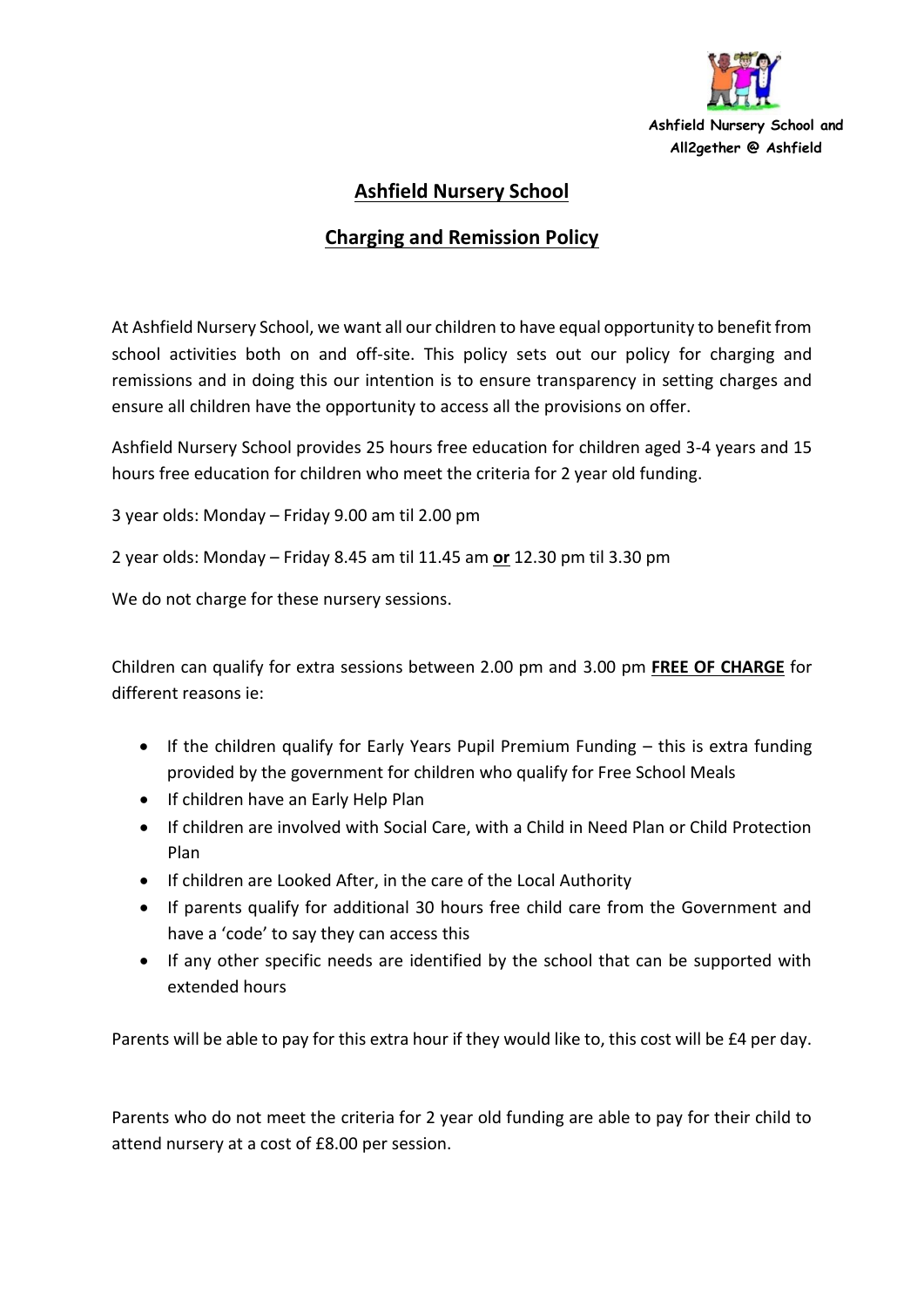Ashfield Nursery School and All2gether @ Ashfield

# Ashfield Nursery School

## Charging and Remission Policy

At Ashfield Nursery School, we want all our children to have equal opportunity to benefit from school activities both on and off-site. This policy sets out our policy for charging and remissions and in doing this our intention is to ensure transparency in setting charges and ensure all children have the opportunity to access all the provisions on offer.

Ashfield Nursery School provides 25 hours free education for children aged 3-4 years and 15 hours free education for children who meet the criteria for 2 year old funding.

3 year olds: Monday – Friday 9.00 am til 2.00 pm

2 year olds: Monday – Friday 8.45 am til 11.45 am **or** 12.30 pm til 3.30 pm

We do not charge for these nursery sessions.

Children can qualify for extra sessions between 2.00 pm and 3.00 pm **FREE OF CHARGE** for different reasons ie:

- If the children qualify for Early Years Pupil Premium Funding – this is extra funding provided by the government for children who qualify for Free School Meals
- If children have an Early Help Plan
- If children are involved with Social Care, with a Child in Need Plan or Child Protection Plan
- If children are Looked After, in the care of the Local Authority
- If parents qualify for additional 30 hours free child care from the Government and have a 'code' to say they can access this
- If any other specific needs are identified by the school that can be supported with extended hours

Parents will be able to pay for this extra hour if they would like to, this cost will be £4 per day.

Parents who do not meet the criteria for 2 year old funding are able to pay for their child to attend nursery at a cost of £8.00 per session.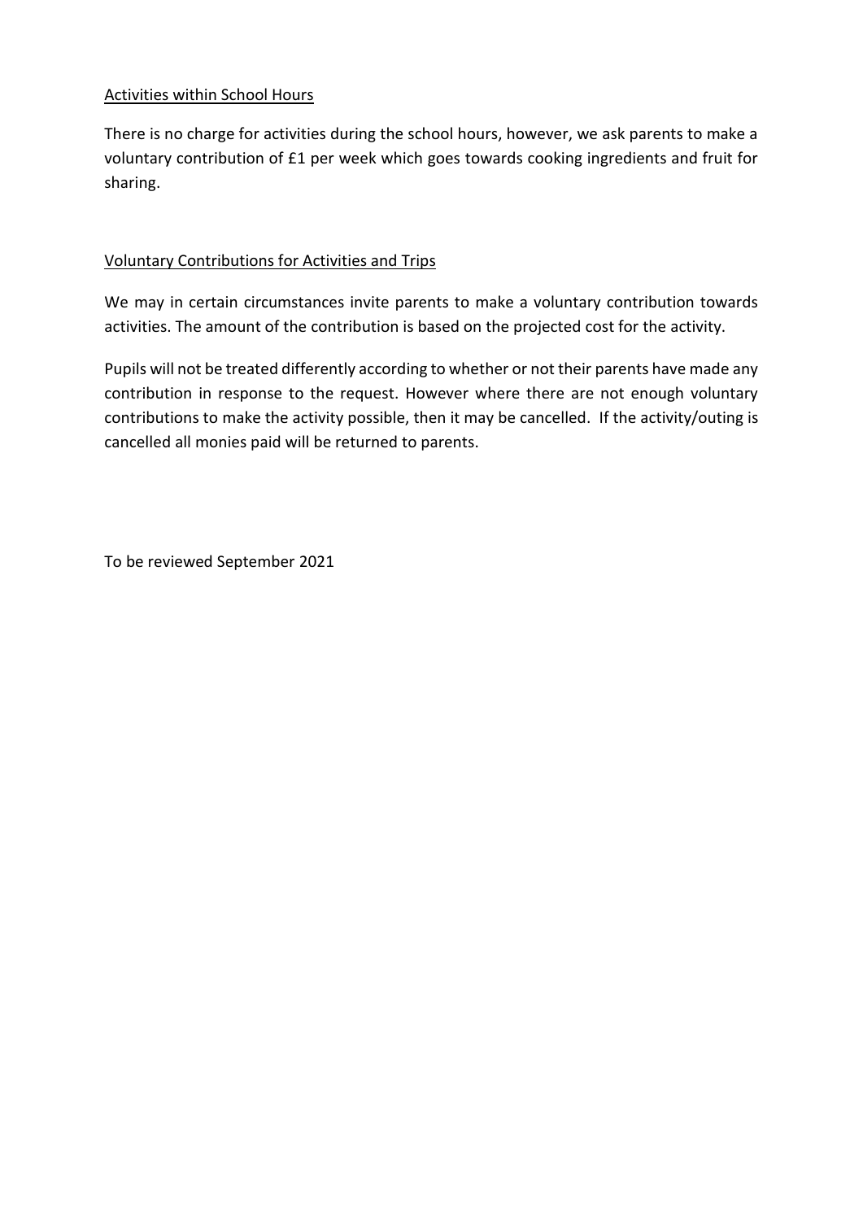## Activities within School Hours

There is no charge for activities during the school hours, however, we ask parents to make a voluntary contribution of £1 per week which goes towards cooking ingredients and fruit for sharing.

## Voluntary Contributions for Activities and Trips

We may in certain circumstances invite parents to make a voluntary contribution towards activities. The amount of the contribution is based on the projected cost for the activity.

Pupils will not be treated differently according to whether or not their parents have made any contribution in response to the request. However where there are not enough voluntary contributions to make the activity possible, then it may be cancelled. If the activity/outing is cancelled all monies paid will be returned to parents.

To be reviewed September 2021